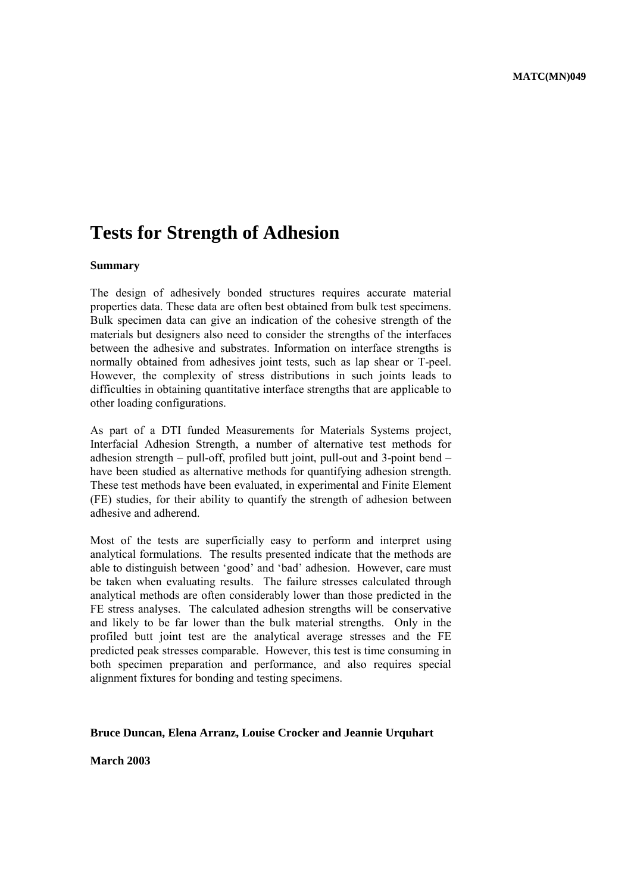MATC(MN)049

# Tests for Strength of Adhesion

**Summary**

The design of adhesively bonded structures requires accurate material properties data. These data are often best obtained from bulk test specimens. Bulk specimen data can give an indication of the cohesive strength of the materials but designers also need to consider the strengths of the interfaces between the adhesive and substrates. Information on interface strengths is normally obtained from adhesives joint tests, such as lap shear or T-peel. However, the complexity of stress distributions in such joints leads to difficulties in obtaining quantitative interface strengths that are applicable to other loading configurations.

As part of a DTI funded Measurements for Materials Systems project, Interfacial Adhesion Strength, a number of alternative test methods for adhesion strength – pull-off, profiled butt joint, pull-out and 3-point bend – have been studied as alternative methods for quantifying adhesion strength. These test methods have been evaluated, in experimental and Finite Element (FE) studies, for their ability to quantify the strength of adhesion between adhesive and adherend.

Most of the tests are superficially easy to perform and interpret using analytical formulations. The results presented indicate that the methods are able to distinguish between 'good' and 'bad' adhesion. However, care must be taken when evaluating results. The failure stresses calculated through analytical methods are often considerably lower than those predicted in the FE stress analyses. The calculated adhesion strengths will be conservative and likely to be far lower than the bulk material strengths. Only in the profiled butt joint test are the analytical average stresses and the FE predicted peak stresses comparable. However, this test is time consuming in both specimen preparation and performance, and also requires special alignment fixtures for bonding and testing specimens.

**Bruce Duncan, Elena Arranz, Louise Crocker and Jeannie Urquhart**

**March 2003**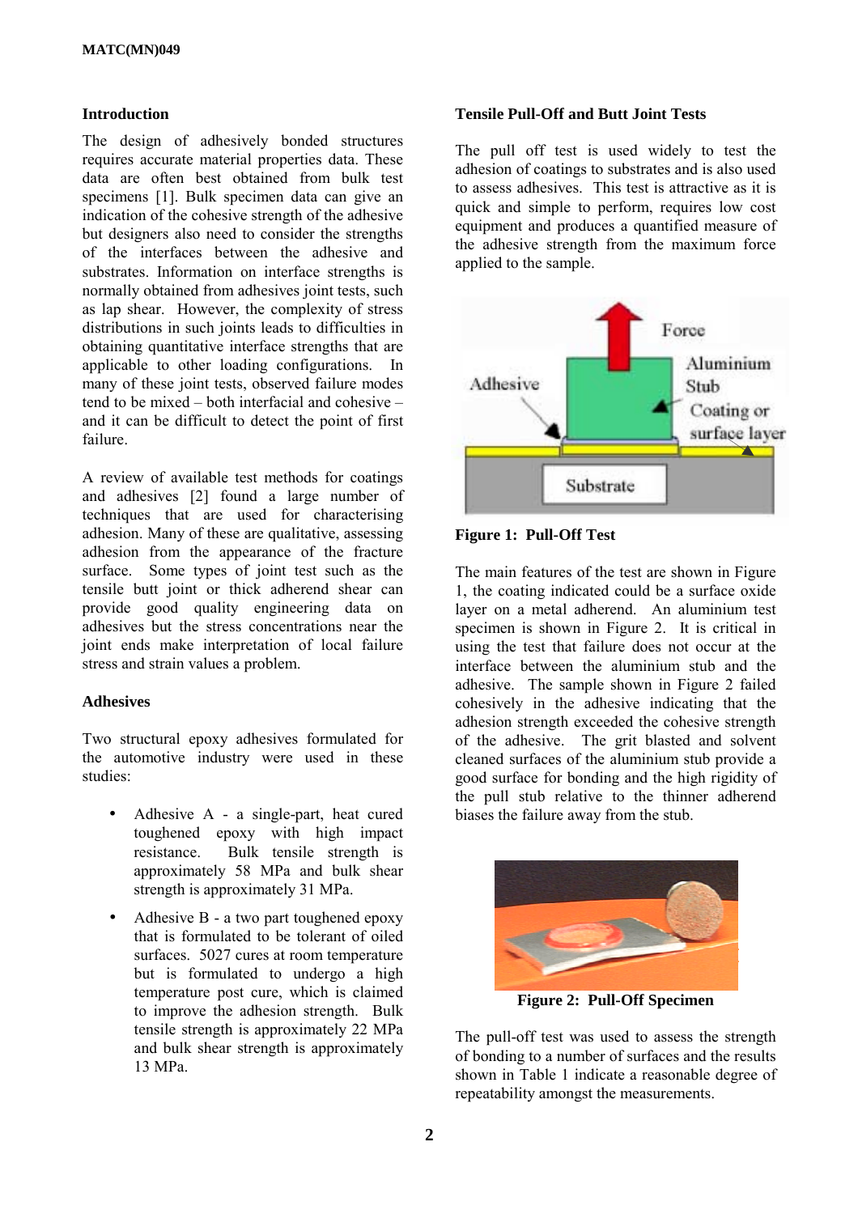## Introduction

The design of adhesively bonded structures requires accurate material properties data. These data are often best obtained from bulk test specimens [1]. Bulk specimen data can give an indication of the cohesive strength of the adhesive but designers also need to consider the strengths of the interfaces between the adhesive and substrates. Information on interface strengths is normally obtained from adhesives joint tests, such as lap shear. However, the complexity of stress distributions in such joints leads to difficulties in obtaining quantitative interface strengths that are applicable to other loading configurations. In many of these joint tests, observed failure modes tend to be mixed – both interfacial and cohesive – and it can be difficult to detect the point of first failure.

A review of available test methods for coatings and adhesives [2] found a large number of techniques that are used for characterising adhesion. Many of these are qualitative, assessing adhesion from the appearance of the fracture surface. Some types of joint test such as the tensile butt joint or thick adherend shear can provide good quality engineering data on adhesives but the stress concentrations near the joint ends make interpretation of local failure stress and strain values a problem.

## Adhesives

Two structural epoxy adhesives formulated for the automotive industry were used in these studies:

- Adhesive A - a single-part, heat cured toughened epoxy with high impact resistance. Bulk tensile strength is approximately 58 MPa and bulk shear strength is approximately 31 MPa.
- Adhesive B - a two part toughened epoxy that is formulated to be tolerant of oiled surfaces. 5027 cures at room temperature but is formulated to undergo a high temperature post cure, which is claimed to improve the adhesion strength. Bulk tensile strength is approximately 22 MPa and bulk shear strength is approximately 13 MPa.

## Tensile Pull-Off and Butt Joint Tests

The pull off test is used widely to test the adhesion of coatings to substrates and is also used to assess adhesives. This test is attractive as it is quick and simple to perform, requires low cost equipment and produces a quantified measure of the adhesive strength from the maximum force applied to the sample.

**Figure 1: Pull-Off Test**

The main features of the test are shown in Figure 1, the coating indicated could be a surface oxide layer on a metal adherend. An aluminium test specimen is shown in Figure 2. It is critical in using the test that failure does not occur at the interface between the aluminium stub and the adhesive. The sample shown in Figure 2 failed cohesively in the adhesive indicating that the adhesion strength exceeded the cohesive strength of the adhesive. The grit blasted and solvent cleaned surfaces of the aluminium stub provide a good surface for bonding and the high rigidity of the pull stub relative to the thinner adherend biases the failure away from the stub.

**Figure 2: Pull-Off Specimen**

The pull-off test was used to assess the strength of bonding to a number of surfaces and the results shown in Table 1 indicate a reasonable degree of repeatability amongst the measurements.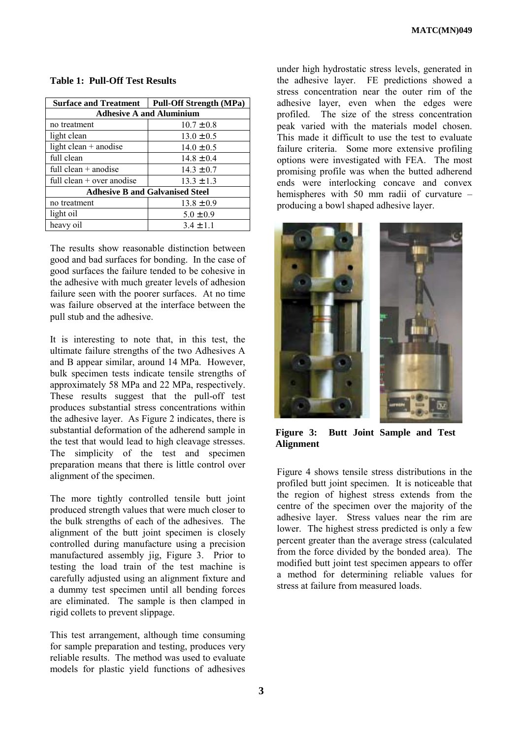**Table 1: Pull-Off Test Results**

| Surface and Treatment | Pull-Off Strength (MPa) |
|---|---|
| **Adhesive A and Aluminium** | |
| no treatment | 10.7 ± 0.8 |
| light clean | 13.0 ± 0.5 |
| light clean + anodise | 14.0 ± 0.5 |
| full clean | 14.8 ± 0.4 |
| full clean + anodise | 14.3 ± 0.7 |
| full clean + over anodise | 13.3 ± 1.3 |
| **Adhesive B and Galvanised Steel** | |
| no treatment | 13.8 ± 0.9 |
| light oil | 5.0 ± 0.9 |
| heavy oil | 3.4 ± 1.1 |

The results show reasonable distinction between good and bad surfaces for bonding. In the case of good surfaces the failure tended to be cohesive in the adhesive with much greater levels of adhesion failure seen with the poorer surfaces. At no time was failure observed at the interface between the pull stub and the adhesive.

It is interesting to note that, in this test, the ultimate failure strengths of the two Adhesives A and B appear similar, around 14 MPa. However, bulk specimen tests indicate tensile strengths of approximately 58 MPa and 22 MPa, respectively. These results suggest that the pull-off test produces substantial stress concentrations within the adhesive layer. As Figure 2 indicates, there is substantial deformation of the adherend sample in the test that would lead to high cleavage stresses. The simplicity of the test and specimen preparation means that there is little control over alignment of the specimen.

The more tightly controlled tensile butt joint produced strength values that were much closer to the bulk strengths of each of the adhesives. The alignment of the butt joint specimen is closely controlled during manufacture using a precision manufactured assembly jig, Figure 3. Prior to testing the load train of the test machine is carefully adjusted using an alignment fixture and a dummy test specimen until all bending forces are eliminated. The sample is then clamped in rigid collets to prevent slippage.

This test arrangement, although time consuming for sample preparation and testing, produces very reliable results. The method was used to evaluate models for plastic yield functions of adhesives under high hydrostatic stress levels, generated in the adhesive layer. FE predictions showed a stress concentration near the outer rim of the adhesive layer, even when the edges were profiled. The size of the stress concentration peak varied with the materials model chosen. This made it difficult to use the test to evaluate failure criteria. Some more extensive profiling options were investigated with FEA. The most promising profile was when the butted adherend ends were interlocking concave and convex hemispheres with 50 mm radii of curvature – producing a bowl shaped adhesive layer.

**Figure 3: Butt Joint Sample and Test Alignment**

Figure 4 shows tensile stress distributions in the profiled butt joint specimen. It is noticeable that the region of highest stress extends from the centre of the specimen over the majority of the adhesive layer. Stress values near the rim are lower. The highest stress predicted is only a few percent greater than the average stress (calculated from the force divided by the bonded area). The modified butt joint test specimen appears to offer a method for determining reliable values for stress at failure from measured loads.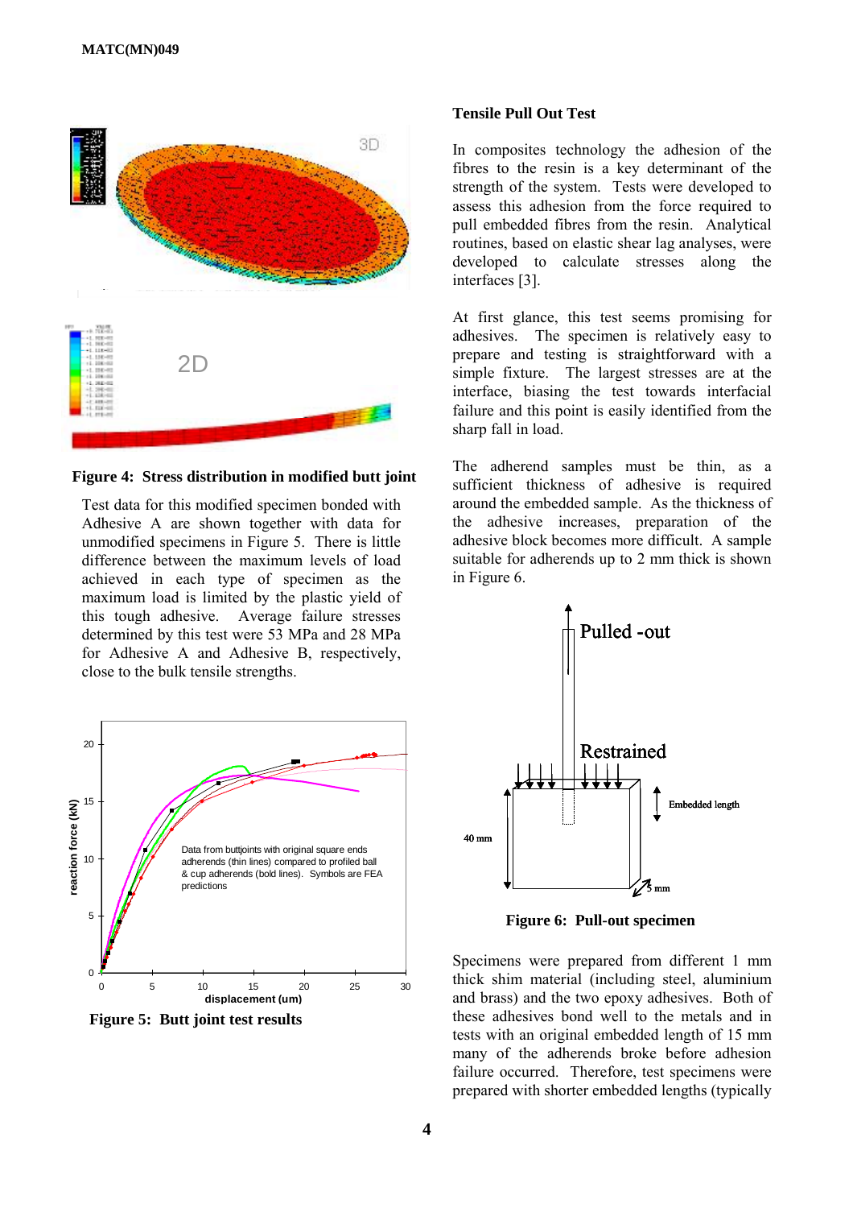Figure 4: Stress distribution in modified butt joint

Test data for this modified specimen bonded with Adhesive A are shown together with data for unmodified specimens in Figure 5. There is little difference between the maximum levels of load achieved in each type of specimen as the maximum load is limited by the plastic yield of this tough adhesive. Average failure stresses determined by this test were 53 MPa and 28 MPa for Adhesive A and Adhesive B, respectively, close to the bulk tensile strengths.

Figure 5: Butt joint test results

## Tensile Pull Out Test

In composites technology the adhesion of the fibres to the resin is a key determinant of the strength of the system. Tests were developed to assess this adhesion from the force required to pull embedded fibres from the resin. Analytical routines, based on elastic shear lag analyses, were developed to calculate stresses along the interfaces [3].

At first glance, this test seems promising for adhesives. The specimen is relatively easy to prepare and testing is straightforward with a simple fixture. The largest stresses are at the interface, biasing the test towards interfacial failure and this point is easily identified from the sharp fall in load.

The adherend samples must be thin, as a sufficient thickness of adhesive is required around the embedded sample. As the thickness of the adhesive increases, preparation of the adhesive block becomes more difficult. A sample suitable for adherends up to 2 mm thick is shown in Figure 6.

Figure 6: Pull-out specimen

Specimens were prepared from different 1 mm thick shim material (including steel, aluminium and brass) and the two epoxy adhesives. Both of these adhesives bond well to the metals and in tests with an original embedded length of 15 mm many of the adherends broke before adhesion failure occurred. Therefore, test specimens were prepared with shorter embedded lengths (typically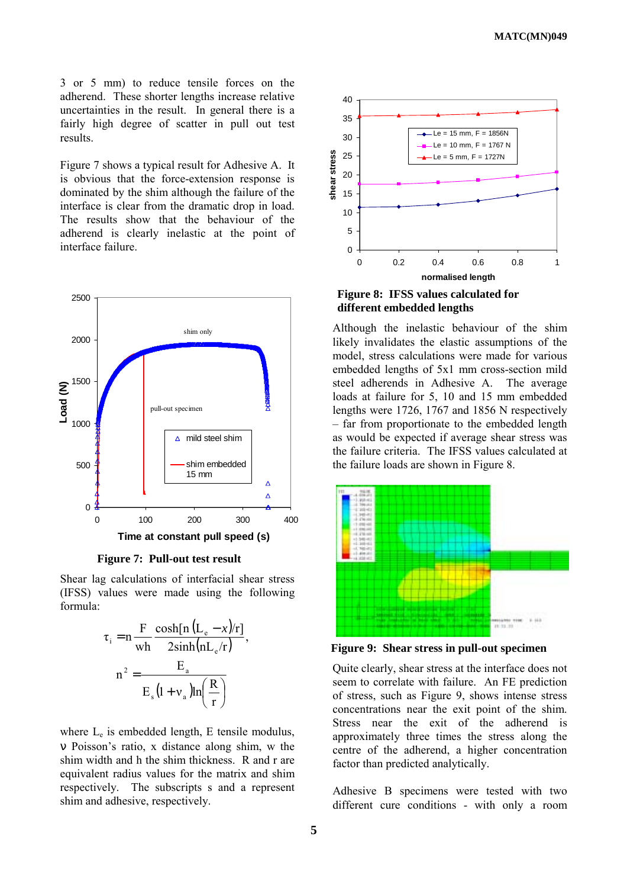3 or 5 mm) to reduce tensile forces on the adherend. These shorter lengths increase relative uncertainties in the result. In general there is a fairly high degree of scatter in pull out test results.

Figure 7 shows a typical result for Adhesive A. It is obvious that the force-extension response is dominated by the shim although the failure of the interface is clear from the dramatic drop in load. The results show that the behaviour of the adherend is clearly inelastic at the point of interface failure.

**Figure 7: Pull-out test result**

Shear lag calculations of interfacial shear stress (IFSS) values were made using the following formula:

$$\tau_i = n \frac{F}{wh} \frac{\cosh[n(L_e - x)/r]}{2\sinh(nL_e/r)},$$

$$n^2 = \frac{E_a}{E_s(1+\nu_a)\ln\left(\frac{R}{r}\right)}$$

where $L_e$ is embedded length, E tensile modulus, $\nu$ Poisson's ratio, x distance along shim, w the shim width and h the shim thickness. R and r are equivalent radius values for the matrix and shim respectively. The subscripts s and a represent shim and adhesive, respectively.

**Figure 8: IFSS values calculated for different embedded lengths**

Although the inelastic behaviour of the shim likely invalidates the elastic assumptions of the model, stress calculations were made for various embedded lengths of 5x1 mm cross-section mild steel adherends in Adhesive A. The average loads at failure for 5, 10 and 15 mm embedded lengths were 1726, 1767 and 1856 N respectively – far from proportionate to the embedded length as would be expected if average shear stress was the failure criteria. The IFSS values calculated at the failure loads are shown in Figure 8.

**Figure 9: Shear stress in pull-out specimen**

Quite clearly, shear stress at the interface does not seem to correlate with failure. An FE prediction of stress, such as Figure 9, shows intense stress concentrations near the exit point of the shim. Stress near the exit of the adherend is approximately three times the stress along the centre of the adherend, a higher concentration factor than predicted analytically.

Adhesive B specimens were tested with two different cure conditions - with only a room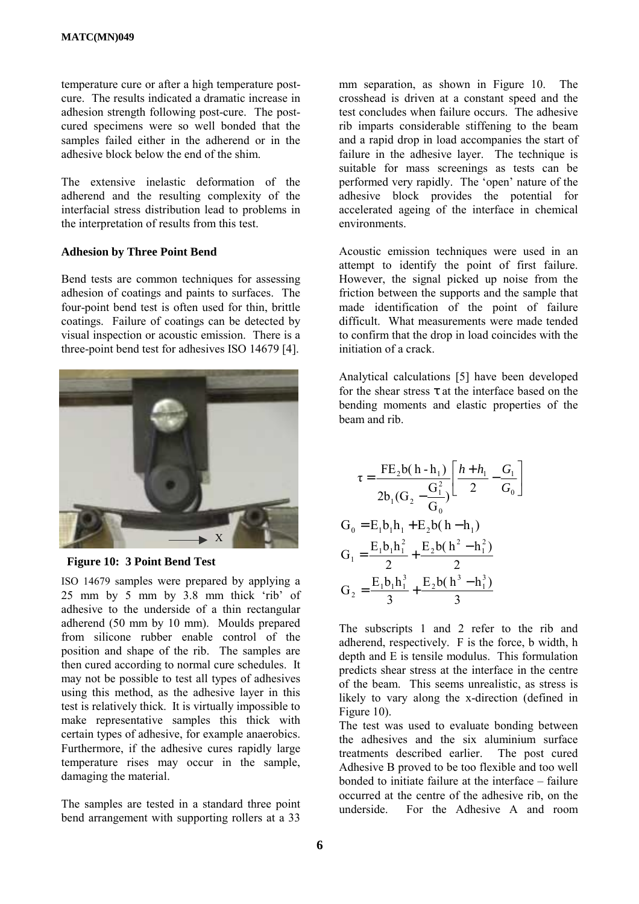temperature cure or after a high temperature post-cure. The results indicated a dramatic increase in adhesion strength following post-cure. The post-cured specimens were so well bonded that the samples failed either in the adherend or in the adhesive block below the end of the shim.

The extensive inelastic deformation of the adherend and the resulting complexity of the interfacial stress distribution lead to problems in the interpretation of results from this test.

**Adhesion by Three Point Bend**

Bend tests are common techniques for assessing adhesion of coatings and paints to surfaces. The four-point bend test is often used for thin, brittle coatings. Failure of coatings can be detected by visual inspection or acoustic emission. There is a three-point bend test for adhesives ISO 14679 [4].

**Figure 10: 3 Point Bend Test**

ISO 14679 samples were prepared by applying a 25 mm by 5 mm by 3.8 mm thick 'rib' of adhesive to the underside of a thin rectangular adherend (50 mm by 10 mm). Moulds prepared from silicone rubber enable control of the position and shape of the rib. The samples are then cured according to normal cure schedules. It may not be possible to test all types of adhesives using this method, as the adhesive layer in this test is relatively thick. It is virtually impossible to make representative samples this thick with certain types of adhesive, for example anaerobics. Furthermore, if the adhesive cures rapidly large temperature rises may occur in the sample, damaging the material.

The samples are tested in a standard three point bend arrangement with supporting rollers at a 33 mm separation, as shown in Figure 10. The crosshead is driven at a constant speed and the test concludes when failure occurs. The adhesive rib imparts considerable stiffening to the beam and a rapid drop in load accompanies the start of failure in the adhesive layer. The technique is suitable for mass screenings as tests can be performed very rapidly. The 'open' nature of the adhesive block provides the potential for accelerated ageing of the interface in chemical environments.

Acoustic emission techniques were used in an attempt to identify the point of first failure. However, the signal picked up noise from the friction between the supports and the sample that made identification of the point of failure difficult. What measurements were made tended to confirm that the drop in load coincides with the initiation of a crack.

Analytical calculations [5] have been developed for the shear stress $\tau$ at the interface based on the bending moments and elastic properties of the beam and rib.

$$\tau = \frac{FE_2 b(h - h_1)}{2b_1\left(G_2 - \frac{G_1^2}{G_0}\right)}\left[\frac{h + h_1}{2} - \frac{G_1}{G_0}\right]$$

$$G_0 = E_1 b_1 h_1 + E_2 b(h - h_1)$$

$$G_1 = \frac{E_1 b_1 h_1^2}{2} + \frac{E_2 b(h^2 - h_1^2)}{2}$$

$$G_2 = \frac{E_1 b_1 h_1^3}{3} + \frac{E_2 b(h^3 - h_1^3)}{3}$$

The subscripts 1 and 2 refer to the rib and adherend, respectively. F is the force, b width, h depth and E is tensile modulus. This formulation predicts shear stress at the interface in the centre of the beam. This seems unrealistic, as stress is likely to vary along the x-direction (defined in Figure 10).

The test was used to evaluate bonding between the adhesives and the six aluminium surface treatments described earlier. The post cured Adhesive B proved to be too flexible and too well bonded to initiate failure at the interface – failure occurred at the centre of the adhesive rib, on the underside. For the Adhesive A and room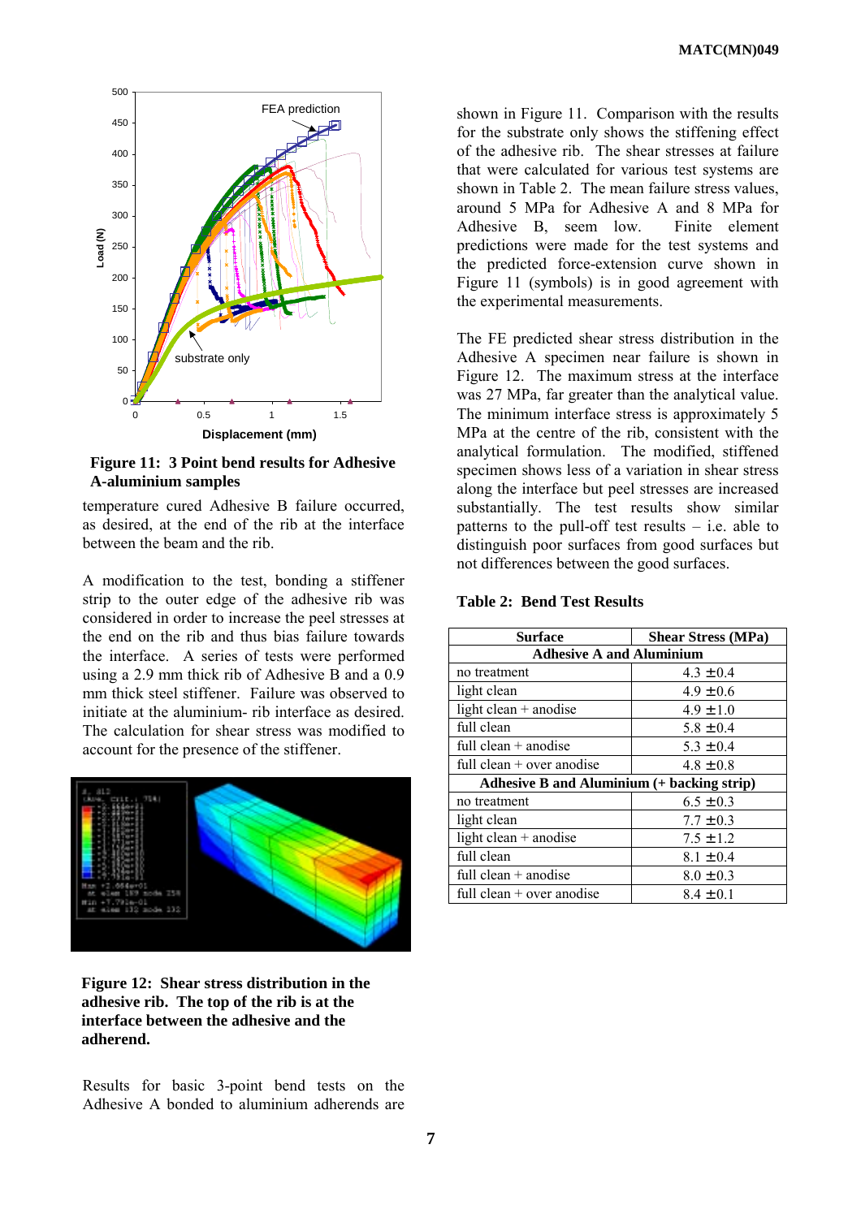**Figure 11: 3 Point bend results for Adhesive A-aluminium samples**

temperature cured Adhesive B failure occurred, as desired, at the end of the rib at the interface between the beam and the rib.

A modification to the test, bonding a stiffener strip to the outer edge of the adhesive rib was considered in order to increase the peel stresses at the end on the rib and thus bias failure towards the interface. A series of tests were performed using a 2.9 mm thick rib of Adhesive B and a 0.9 mm thick steel stiffener. Failure was observed to initiate at the aluminium- rib interface as desired. The calculation for shear stress was modified to account for the presence of the stiffener.

**Figure 12: Shear stress distribution in the adhesive rib. The top of the rib is at the interface between the adhesive and the adherend.**

Results for basic 3-point bend tests on the Adhesive A bonded to aluminium adherends are shown in Figure 11. Comparison with the results for the substrate only shows the stiffening effect of the adhesive rib. The shear stresses at failure that were calculated for various test systems are shown in Table 2. The mean failure stress values, around 5 MPa for Adhesive A and 8 MPa for Adhesive B, seem low. Finite element predictions were made for the test systems and the predicted force-extension curve shown in Figure 11 (symbols) is in good agreement with the experimental measurements.

The FE predicted shear stress distribution in the Adhesive A specimen near failure is shown in Figure 12. The maximum stress at the interface was 27 MPa, far greater than the analytical value. The minimum interface stress is approximately 5 MPa at the centre of the rib, consistent with the analytical formulation. The modified, stiffened specimen shows less of a variation in shear stress along the interface but peel stresses are increased substantially. The test results show similar patterns to the pull-off test results – i.e. able to distinguish poor surfaces from good surfaces but not differences between the good surfaces.

**Table 2: Bend Test Results**

| Surface | Shear Stress (MPa) |
|---|---|
| **Adhesive A and Aluminium** | |
| no treatment | 4.3 ±0.4 |
| light clean | 4.9 ±0.6 |
| light clean + anodise | 4.9 ±1.0 |
| full clean | 5.8 ±0.4 |
| full clean + anodise | 5.3 ±0.4 |
| full clean + over anodise | 4.8 ±0.8 |
| **Adhesive B and Aluminium (+ backing strip)** | |
| no treatment | 6.5 ±0.3 |
| light clean | 7.7 ±0.3 |
| light clean + anodise | 7.5 ±1.2 |
| full clean | 8.1 ±0.4 |
| full clean + anodise | 8.0 ±0.3 |
| full clean + over anodise | 8.4 ±0.1 |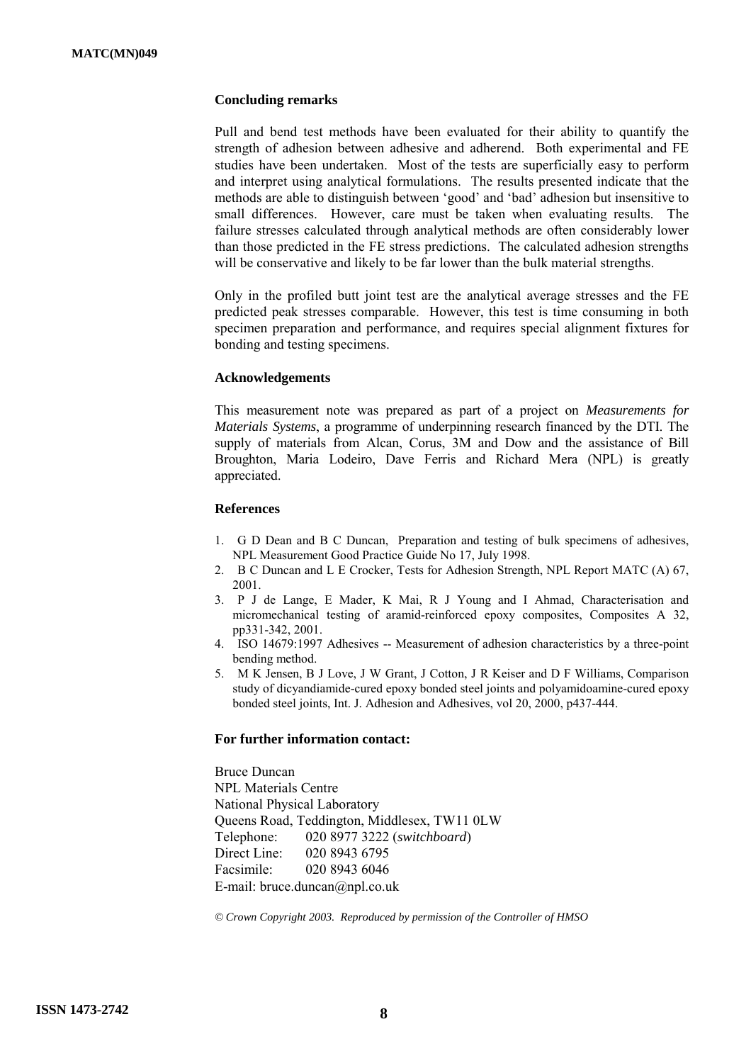### Concluding remarks

Pull and bend test methods have been evaluated for their ability to quantify the strength of adhesion between adhesive and adherend. Both experimental and FE studies have been undertaken. Most of the tests are superficially easy to perform and interpret using analytical formulations. The results presented indicate that the methods are able to distinguish between 'good' and 'bad' adhesion but insensitive to small differences. However, care must be taken when evaluating results. The failure stresses calculated through analytical methods are often considerably lower than those predicted in the FE stress predictions. The calculated adhesion strengths will be conservative and likely to be far lower than the bulk material strengths.

Only in the profiled butt joint test are the analytical average stresses and the FE predicted peak stresses comparable. However, this test is time consuming in both specimen preparation and performance, and requires special alignment fixtures for bonding and testing specimens.

### Acknowledgements

This measurement note was prepared as part of a project on *Measurements for Materials Systems*, a programme of underpinning research financed by the DTI. The supply of materials from Alcan, Corus, 3M and Dow and the assistance of Bill Broughton, Maria Lodeiro, Dave Ferris and Richard Mera (NPL) is greatly appreciated.

### References

1. G D Dean and B C Duncan, Preparation and testing of bulk specimens of adhesives, NPL Measurement Good Practice Guide No 17, July 1998.
2. B C Duncan and L E Crocker, Tests for Adhesion Strength, NPL Report MATC (A) 67, 2001.
3. P J de Lange, E Mader, K Mai, R J Young and I Ahmad, Characterisation and micromechanical testing of aramid-reinforced epoxy composites, Composites A 32, pp331-342, 2001.
4. ISO 14679:1997 Adhesives -- Measurement of adhesion characteristics by a three-point bending method.
5. M K Jensen, B J Love, J W Grant, J Cotton, J R Keiser and D F Williams, Comparison study of dicyandiamide-cured epoxy bonded steel joints and polyamidoamine-cured epoxy bonded steel joints, Int. J. Adhesion and Adhesives, vol 20, 2000, p437-444.

### For further information contact:

Bruce Duncan
NPL Materials Centre
National Physical Laboratory
Queens Road, Teddington, Middlesex, TW11 0LW
Telephone: 020 8977 3222 (*switchboard*)
Direct Line: 020 8943 6795
Facsimile: 020 8943 6046
E-mail: bruce.duncan@npl.co.uk

*© Crown Copyright 2003. Reproduced by permission of the Controller of HMSO*

ISSN 1473-2742